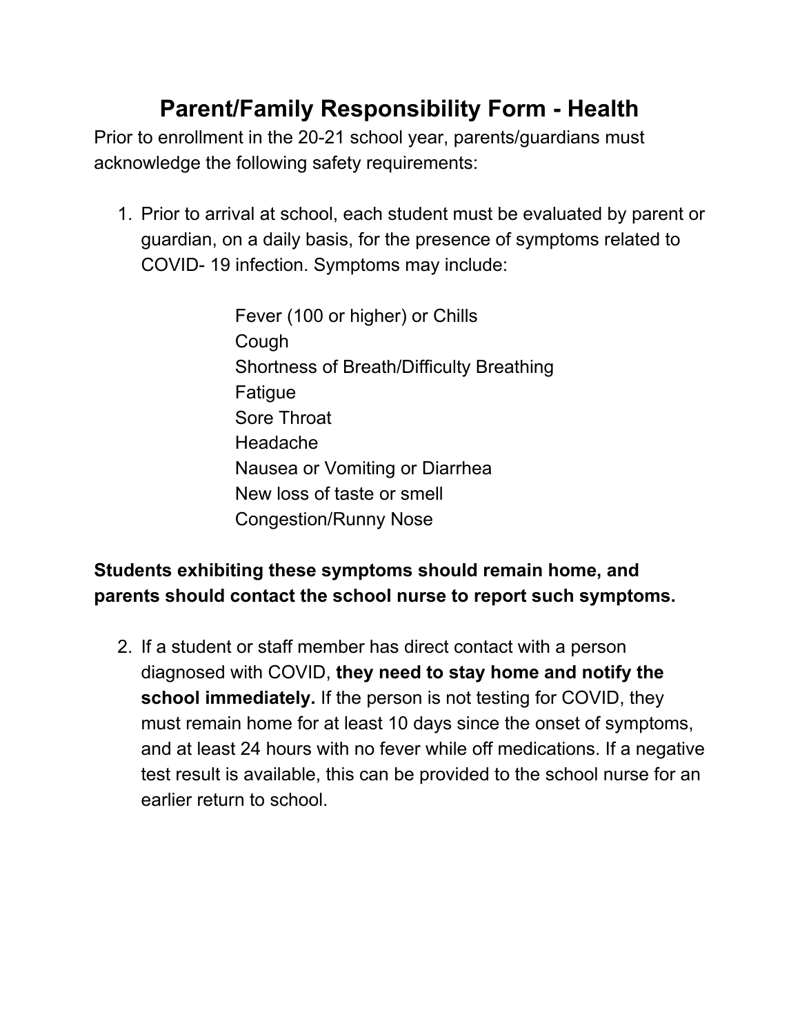# Parent/Family Responsibility Form - Health

Prior to enrollment in the 20-21 school year, parents/guardians must acknowledge the following safety requirements:

1. Prior to arrival at school, each student must be evaluated by parent or guardian, on a daily basis, for the presence of symptoms related to COVID- 19 infection. Symptoms may include:

   Fever (100 or higher) or Chills
   Cough
   Shortness of Breath/Difficulty Breathing
   Fatigue
   Sore Throat
   Headache
   Nausea or Vomiting or Diarrhea
   New loss of taste or smell
   Congestion/Runny Nose

**Students exhibiting these symptoms should remain home, and parents should contact the school nurse to report such symptoms.**

2. If a student or staff member has direct contact with a person diagnosed with COVID, **they need to stay home and notify the school immediately.** If the person is not testing for COVID, they must remain home for at least 10 days since the onset of symptoms, and at least 24 hours with no fever while off medications. If a negative test result is available, this can be provided to the school nurse for an earlier return to school.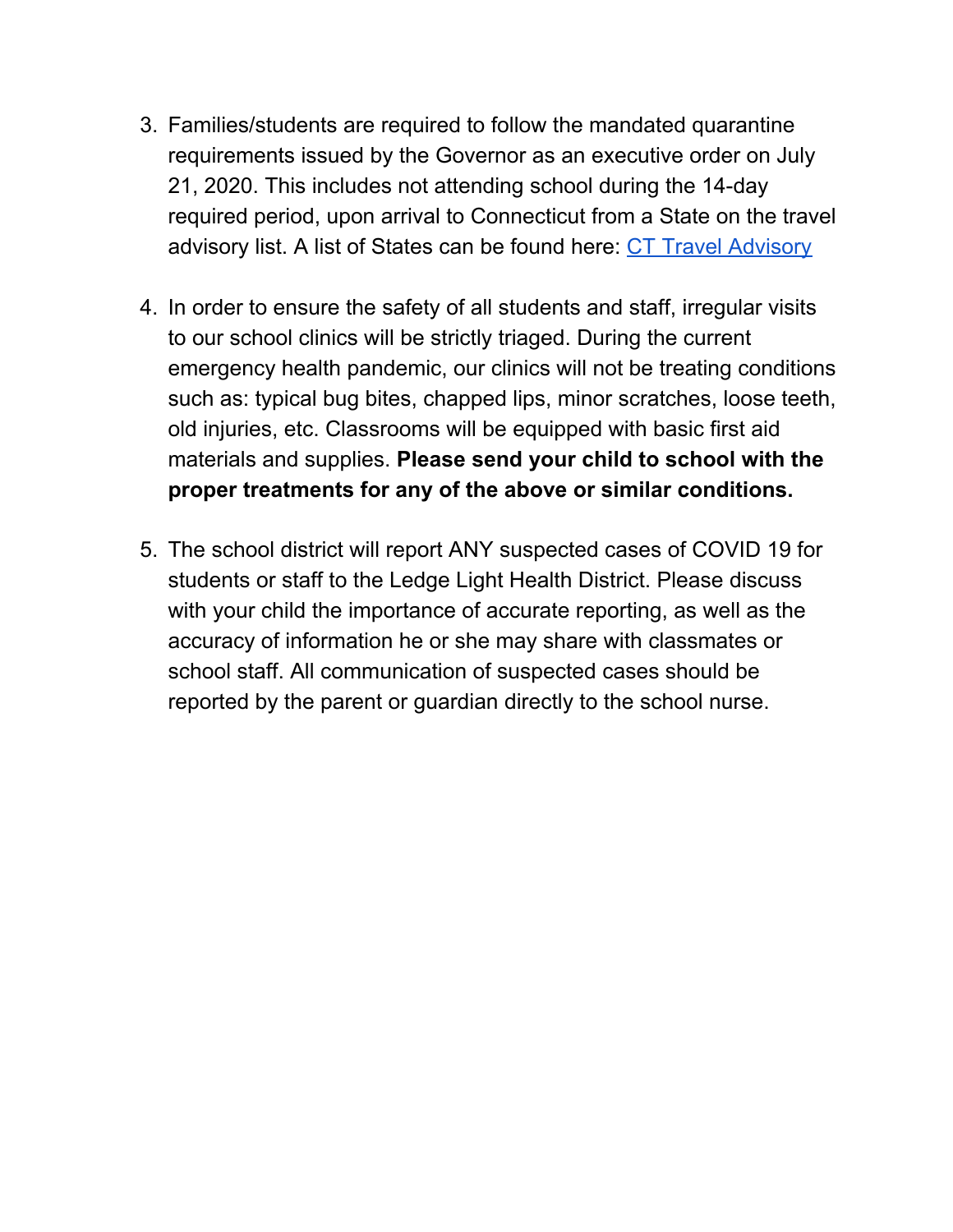3. Families/students are required to follow the mandated quarantine requirements issued by the Governor as an executive order on July 21, 2020. This includes not attending school during the 14-day required period, upon arrival to Connecticut from a State on the travel advisory list. A list of States can be found here: CT Travel Advisory

4. In order to ensure the safety of all students and staff, irregular visits to our school clinics will be strictly triaged. During the current emergency health pandemic, our clinics will not be treating conditions such as: typical bug bites, chapped lips, minor scratches, loose teeth, old injuries, etc. Classrooms will be equipped with basic first aid materials and supplies. **Please send your child to school with the proper treatments for any of the above or similar conditions.**

5. The school district will report ANY suspected cases of COVID 19 for students or staff to the Ledge Light Health District. Please discuss with your child the importance of accurate reporting, as well as the accuracy of information he or she may share with classmates or school staff. All communication of suspected cases should be reported by the parent or guardian directly to the school nurse.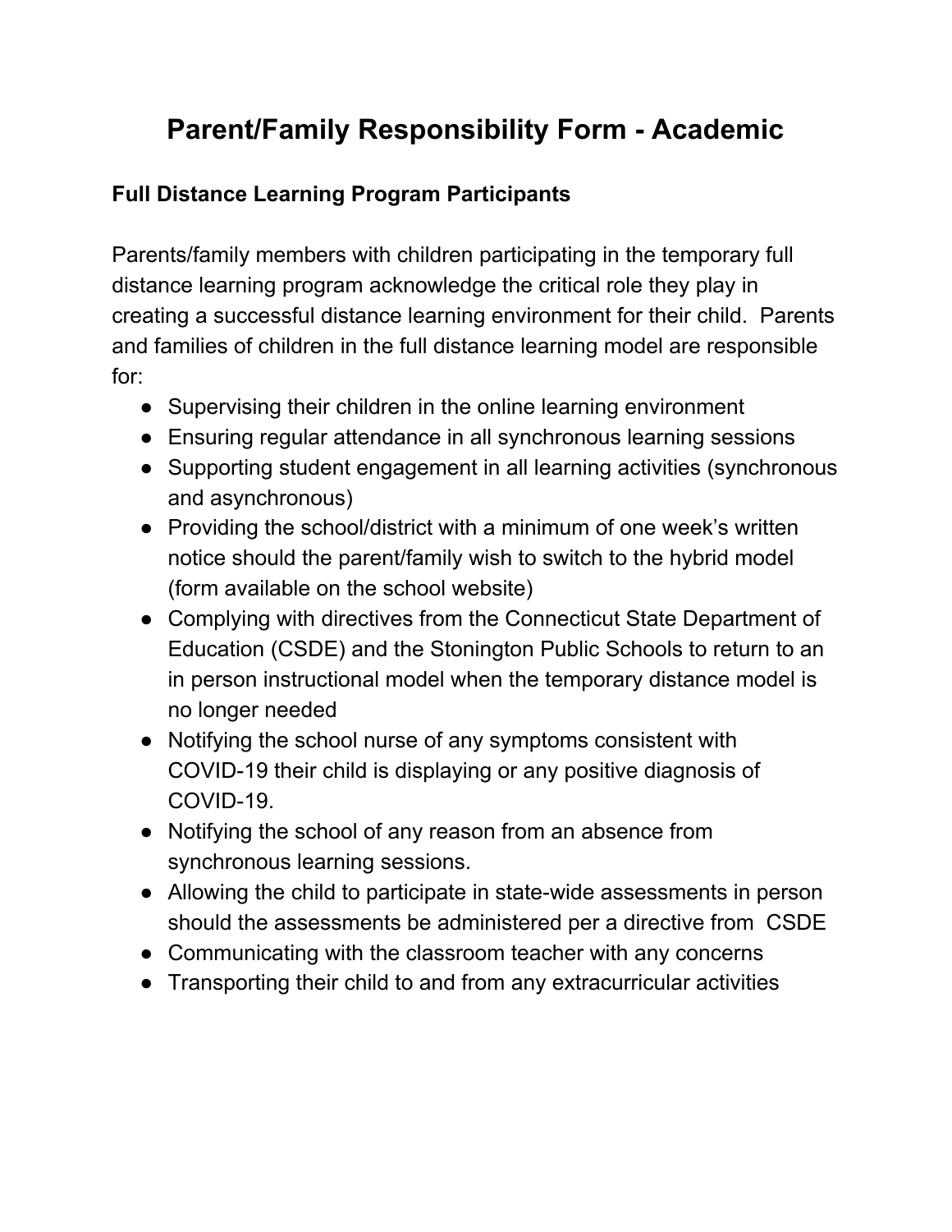# Parent/Family Responsibility Form - Academic

### Full Distance Learning Program Participants

Parents/family members with children participating in the temporary full distance learning program acknowledge the critical role they play in creating a successful distance learning environment for their child. Parents and families of children in the full distance learning model are responsible for:

- Supervising their children in the online learning environment
- Ensuring regular attendance in all synchronous learning sessions
- Supporting student engagement in all learning activities (synchronous and asynchronous)
- Providing the school/district with a minimum of one week's written notice should the parent/family wish to switch to the hybrid model (form available on the school website)
- Complying with directives from the Connecticut State Department of Education (CSDE) and the Stonington Public Schools to return to an in person instructional model when the temporary distance model is no longer needed
- Notifying the school nurse of any symptoms consistent with COVID-19 their child is displaying or any positive diagnosis of COVID-19.
- Notifying the school of any reason from an absence from synchronous learning sessions.
- Allowing the child to participate in state-wide assessments in person should the assessments be administered per a directive from CSDE
- Communicating with the classroom teacher with any concerns
- Transporting their child to and from any extracurricular activities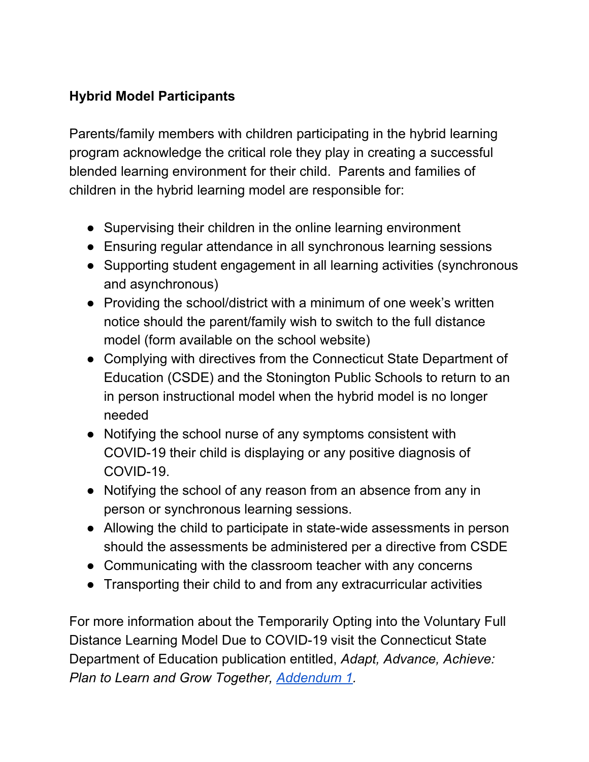**Hybrid Model Participants**

Parents/family members with children participating in the hybrid learning program acknowledge the critical role they play in creating a successful blended learning environment for their child. Parents and families of children in the hybrid learning model are responsible for:

- Supervising their children in the online learning environment
- Ensuring regular attendance in all synchronous learning sessions
- Supporting student engagement in all learning activities (synchronous and asynchronous)
- Providing the school/district with a minimum of one week's written notice should the parent/family wish to switch to the full distance model (form available on the school website)
- Complying with directives from the Connecticut State Department of Education (CSDE) and the Stonington Public Schools to return to an in person instructional model when the hybrid model is no longer needed
- Notifying the school nurse of any symptoms consistent with COVID-19 their child is displaying or any positive diagnosis of COVID-19.
- Notifying the school of any reason from an absence from any in person or synchronous learning sessions.
- Allowing the child to participate in state-wide assessments in person should the assessments be administered per a directive from CSDE
- Communicating with the classroom teacher with any concerns
- Transporting their child to and from any extracurricular activities

For more information about the Temporarily Opting into the Voluntary Full Distance Learning Model Due to COVID-19 visit the Connecticut State Department of Education publication entitled, *Adapt, Advance, Achieve: Plan to Learn and Grow Together,* [Addendum 1](#).